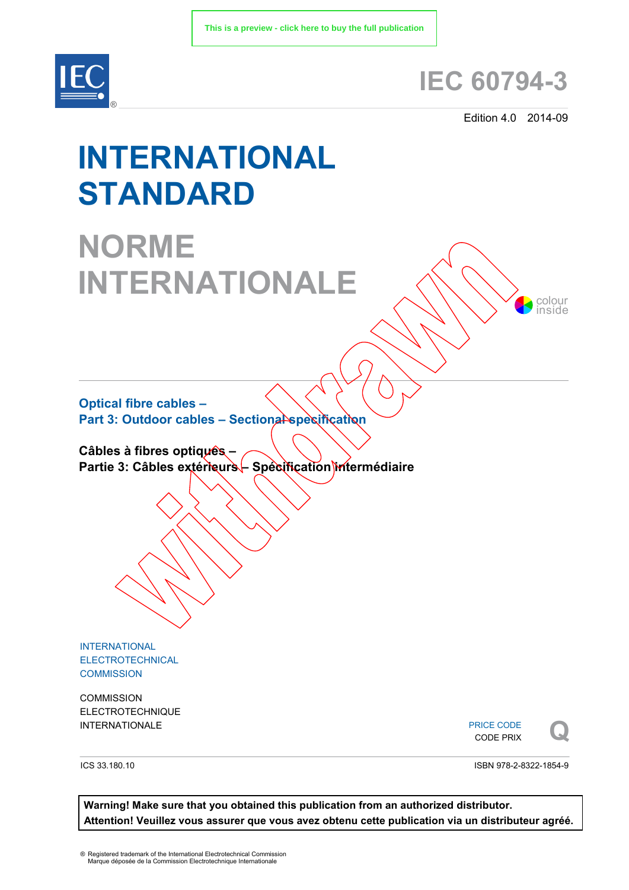This is a preview - click here to buy the full publication

# IEC 60794-3

Edition 4.0 2014-09

# INTERNATIONAL STANDARD

# NORME INTERNATIONALE

colour inside

Withdrawn

## Optical fibre cables –
## Part 3: Outdoor cables – Sectional specification

## Câbles à fibres optiques –
## Partie 3: Câbles extérieurs – Spécification intermédiaire

INTERNATIONAL ELECTROTECHNICAL COMMISSION

COMMISSION ELECTROTECHNIQUE INTERNATIONALE

PRICE CODE
CODE PRIX **Q**

ICS 33.180.10

ISBN 978-2-8322-1854-9

**Warning! Make sure that you obtained this publication from an authorized distributor.**
**Attention! Veuillez vous assurer que vous avez obtenu cette publication via un distributeur agréé.**

® Registered trademark of the International Electrotechnical Commission
Marque déposée de la Commission Electrotechnique Internationale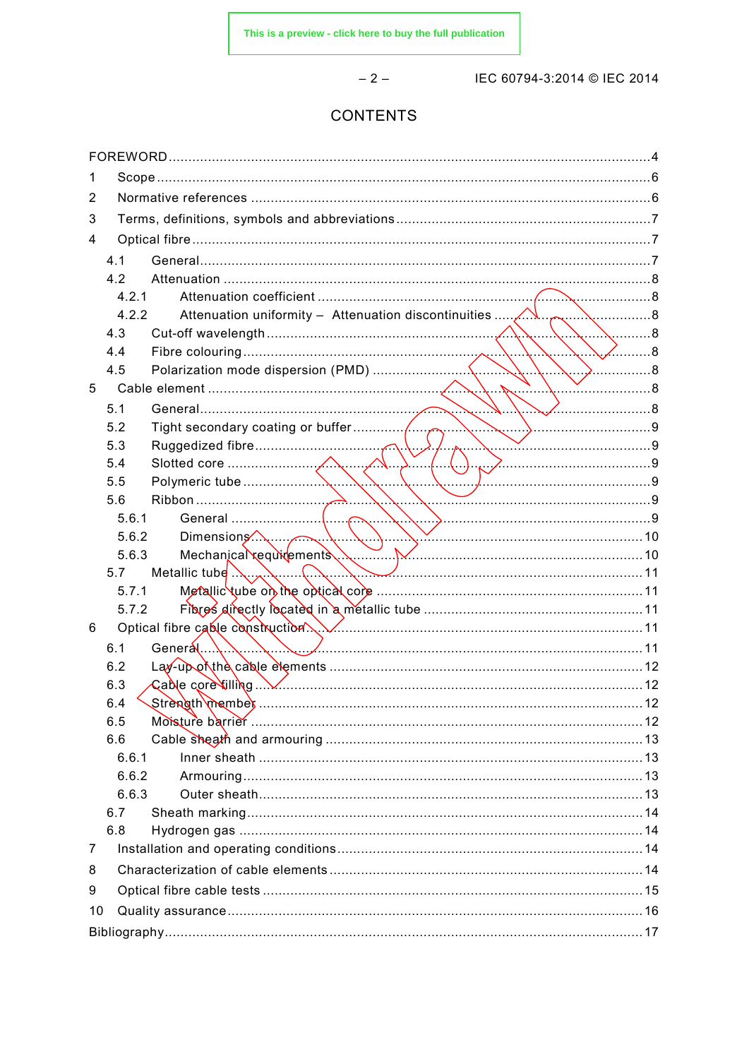# CONTENTS

FOREWORD ............................................................ 4
1 Scope ............................................................ 6
2 Normative references ............................................................ 6
3 Terms, definitions, symbols and abbreviations ............................................................ 7
4 Optical fibre ............................................................ 7
  4.1 General ............................................................ 7
  4.2 Attenuation ............................................................ 8
    4.2.1 Attenuation coefficient ............................................................ 8
    4.2.2 Attenuation uniformity – Attenuation discontinuities ............................................................ 8
  4.3 Cut-off wavelength ............................................................ 8
  4.4 Fibre colouring ............................................................ 8
  4.5 Polarization mode dispersion (PMD) ............................................................ 8
5 Cable element ............................................................ 8
  5.1 General ............................................................ 8
  5.2 Tight secondary coating or buffer ............................................................ 9
  5.3 Ruggedized fibre ............................................................ 9
  5.4 Slotted core ............................................................ 9
  5.5 Polymeric tube ............................................................ 9
  5.6 Ribbon ............................................................ 9
    5.6.1 General ............................................................ 9
    5.6.2 Dimensions ............................................................ 10
    5.6.3 Mechanical requirements ............................................................ 10
  5.7 Metallic tube ............................................................ 11
    5.7.1 Metallic tube on the optical core ............................................................ 11
    5.7.2 Fibres directly located in a metallic tube ............................................................ 11
6 Optical fibre cable construction ............................................................ 11
  6.1 General ............................................................ 11
  6.2 Lay-up of the cable elements ............................................................ 12
  6.3 Cable core filling ............................................................ 12
  6.4 Strength member ............................................................ 12
  6.5 Moisture barrier ............................................................ 12
  6.6 Cable sheath and armouring ............................................................ 13
    6.6.1 Inner sheath ............................................................ 13
    6.6.2 Armouring ............................................................ 13
    6.6.3 Outer sheath ............................................................ 13
  6.7 Sheath marking ............................................................ 14
  6.8 Hydrogen gas ............................................................ 14
7 Installation and operating conditions ............................................................ 14
8 Characterization of cable elements ............................................................ 14
9 Optical fibre cable tests ............................................................ 15
10 Quality assurance ............................................................ 16
Bibliography ............................................................ 17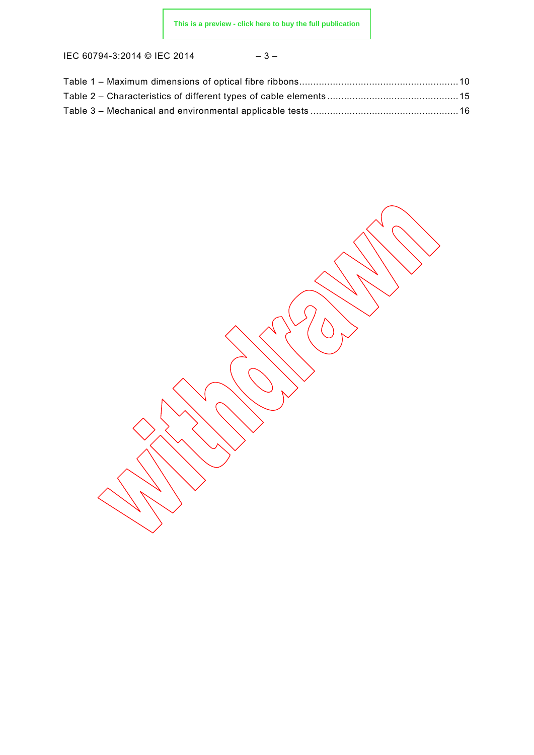Table 1 – Maximum dimensions of optical fibre ribbons........................................................10
Table 2 – Characteristics of different types of cable elements ..............................................15
Table 3 – Mechanical and environmental applicable tests ....................................................16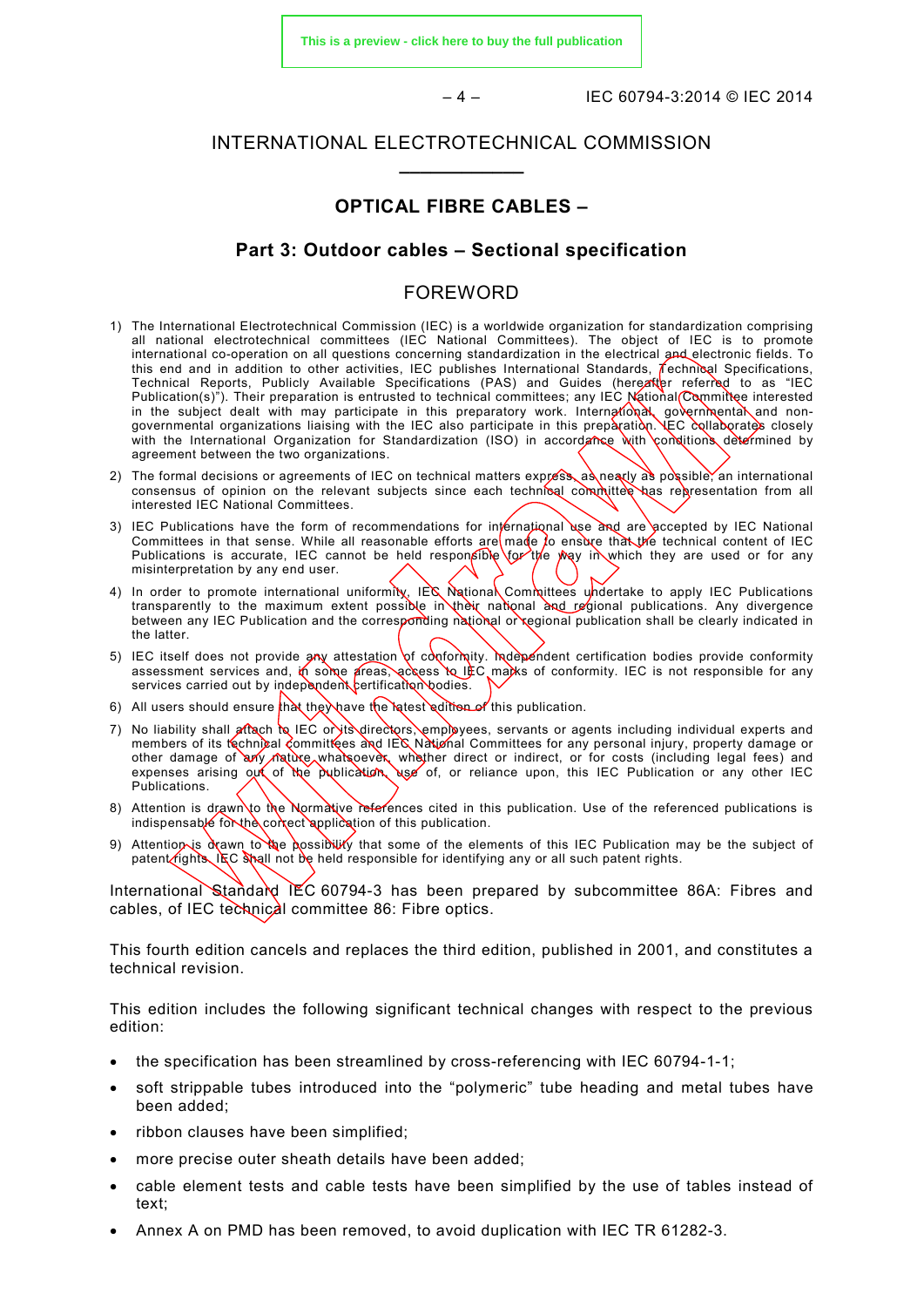# INTERNATIONAL ELECTROTECHNICAL COMMISSION

\_\_\_\_\_\_\_\_\_\_\_\_

## OPTICAL FIBRE CABLES –

## Part 3: Outdoor cables – Sectional specification

## FOREWORD

1) The International Electrotechnical Commission (IEC) is a worldwide organization for standardization comprising all national electrotechnical committees (IEC National Committees). The object of IEC is to promote international co-operation on all questions concerning standardization in the electrical and electronic fields. To this end and in addition to other activities, IEC publishes International Standards, Technical Specifications, Technical Reports, Publicly Available Specifications (PAS) and Guides (hereafter referred to as "IEC Publication(s)"). Their preparation is entrusted to technical committees; any IEC National Committee interested in the subject dealt with may participate in this preparatory work. International, governmental and non-governmental organizations liaising with the IEC also participate in this preparation. IEC collaborates closely with the International Organization for Standardization (ISO) in accordance with conditions determined by agreement between the two organizations.

2) The formal decisions or agreements of IEC on technical matters express, as nearly as possible, an international consensus of opinion on the relevant subjects since each technical committee has representation from all interested IEC National Committees.

3) IEC Publications have the form of recommendations for international use and are accepted by IEC National Committees in that sense. While all reasonable efforts are made to ensure that the technical content of IEC Publications is accurate, IEC cannot be held responsible for the way in which they are used or for any misinterpretation by any end user.

4) In order to promote international uniformity, IEC National Committees undertake to apply IEC Publications transparently to the maximum extent possible in their national and regional publications. Any divergence between any IEC Publication and the corresponding national or regional publication shall be clearly indicated in the latter.

5) IEC itself does not provide any attestation of conformity. Independent certification bodies provide conformity assessment services and, in some areas, access to IEC marks of conformity. IEC is not responsible for any services carried out by independent certification bodies.

6) All users should ensure that they have the latest edition of this publication.

7) No liability shall attach to IEC or its directors, employees, servants or agents including individual experts and members of its technical committees and IEC National Committees for any personal injury, property damage or other damage of any nature whatsoever, whether direct or indirect, or for costs (including legal fees) and expenses arising out of the publication, use of, or reliance upon, this IEC Publication or any other IEC Publications.

8) Attention is drawn to the Normative references cited in this publication. Use of the referenced publications is indispensable for the correct application of this publication.

9) Attention is drawn to the possibility that some of the elements of this IEC Publication may be the subject of patent rights. IEC shall not be held responsible for identifying any or all such patent rights.

International Standard IEC 60794-3 has been prepared by subcommittee 86A: Fibres and cables, of IEC technical committee 86: Fibre optics.

This fourth edition cancels and replaces the third edition, published in 2001, and constitutes a technical revision.

This edition includes the following significant technical changes with respect to the previous edition:

- the specification has been streamlined by cross-referencing with IEC 60794-1-1;
- soft strippable tubes introduced into the "polymeric" tube heading and metal tubes have been added;
- ribbon clauses have been simplified;
- more precise outer sheath details have been added;
- cable element tests and cable tests have been simplified by the use of tables instead of text;
- Annex A on PMD has been removed, to avoid duplication with IEC TR 61282-3.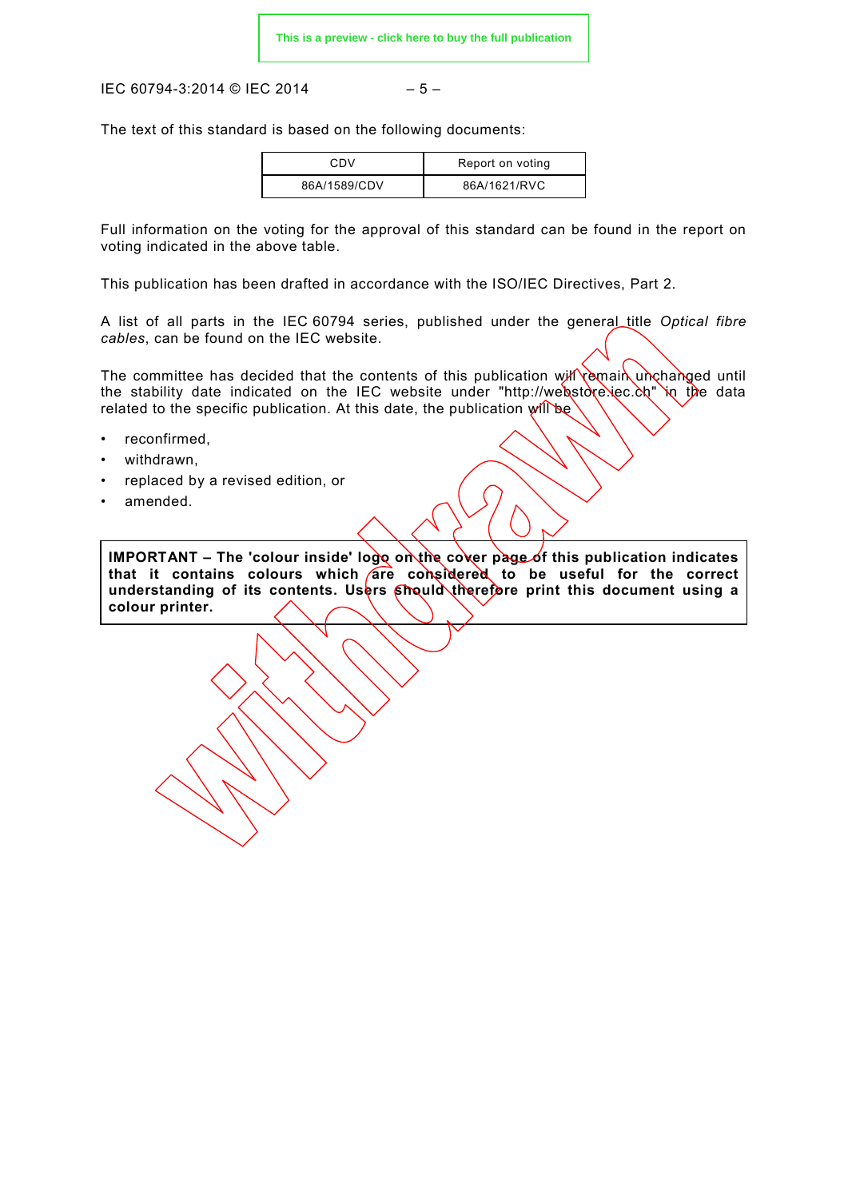The text of this standard is based on the following documents:

| CDV | Report on voting |
|---|---|
| 86A/1589/CDV | 86A/1621/RVC |

Full information on the voting for the approval of this standard can be found in the report on voting indicated in the above table.

This publication has been drafted in accordance with the ISO/IEC Directives, Part 2.

A list of all parts in the IEC 60794 series, published under the general title *Optical fibre cables*, can be found on the IEC website.

The committee has decided that the contents of this publication will remain unchanged until the stability date indicated on the IEC website under "http://webstore.iec.ch" in the data related to the specific publication. At this date, the publication will be

- reconfirmed,
- withdrawn,
- replaced by a revised edition, or
- amended.

**IMPORTANT – The 'colour inside' logo on the cover page of this publication indicates that it contains colours which are considered to be useful for the correct understanding of its contents. Users should therefore print this document using a colour printer.**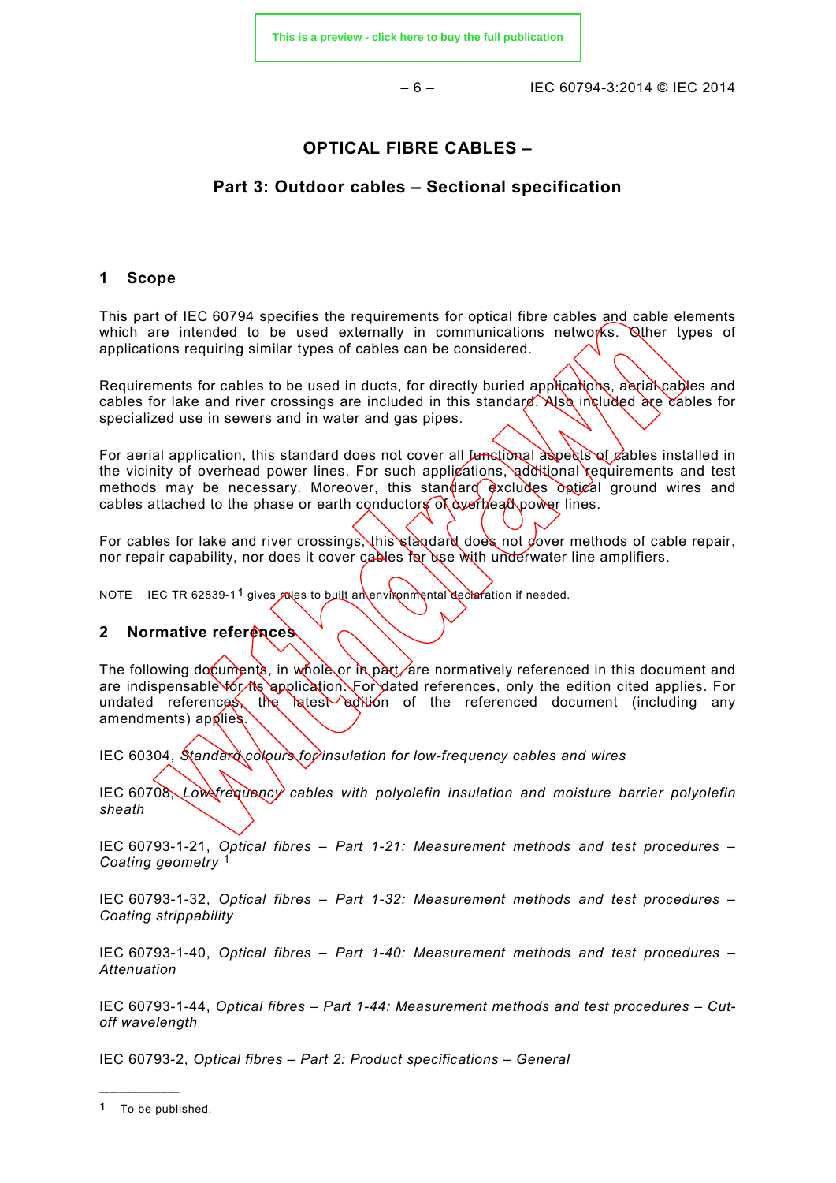# OPTICAL FIBRE CABLES –

## Part 3: Outdoor cables – Sectional specification

## 1 Scope

This part of IEC 60794 specifies the requirements for optical fibre cables and cable elements which are intended to be used externally in communications networks. Other types of applications requiring similar types of cables can be considered.

Requirements for cables to be used in ducts, for directly buried applications, aerial cables and cables for lake and river crossings are included in this standard. Also included are cables for specialized use in sewers and in water and gas pipes.

For aerial application, this standard does not cover all functional aspects of cables installed in the vicinity of overhead power lines. For such applications, additional requirements and test methods may be necessary. Moreover, this standard excludes optical ground wires and cables attached to the phase or earth conductors of overhead power lines.

For cables for lake and river crossings, this standard does not cover methods of cable repair, nor repair capability, nor does it cover cables for use with underwater line amplifiers.

NOTE IEC TR 62839-1[1] gives roles to built an environmental declaration if needed.

## 2 Normative references

The following documents, in whole or in part, are normatively referenced in this document and are indispensable for its application. For dated references, only the edition cited applies. For undated references, the latest edition of the referenced document (including any amendments) applies.

IEC 60304, *Standard colours for insulation for low-frequency cables and wires*

IEC 60708, *Low-frequency cables with polyolefin insulation and moisture barrier polyolefin sheath*

IEC 60793-1-21, *Optical fibres – Part 1-21: Measurement methods and test procedures – Coating geometry*[1]

IEC 60793-1-32, *Optical fibres – Part 1-32: Measurement methods and test procedures – Coating strippability*

IEC 60793-1-40, *Optical fibres – Part 1-40: Measurement methods and test procedures – Attenuation*

IEC 60793-1-44, *Optical fibres – Part 1-44: Measurement methods and test procedures – Cut-off wavelength*

IEC 60793-2, *Optical fibres – Part 2: Product specifications – General*

---

1 To be published.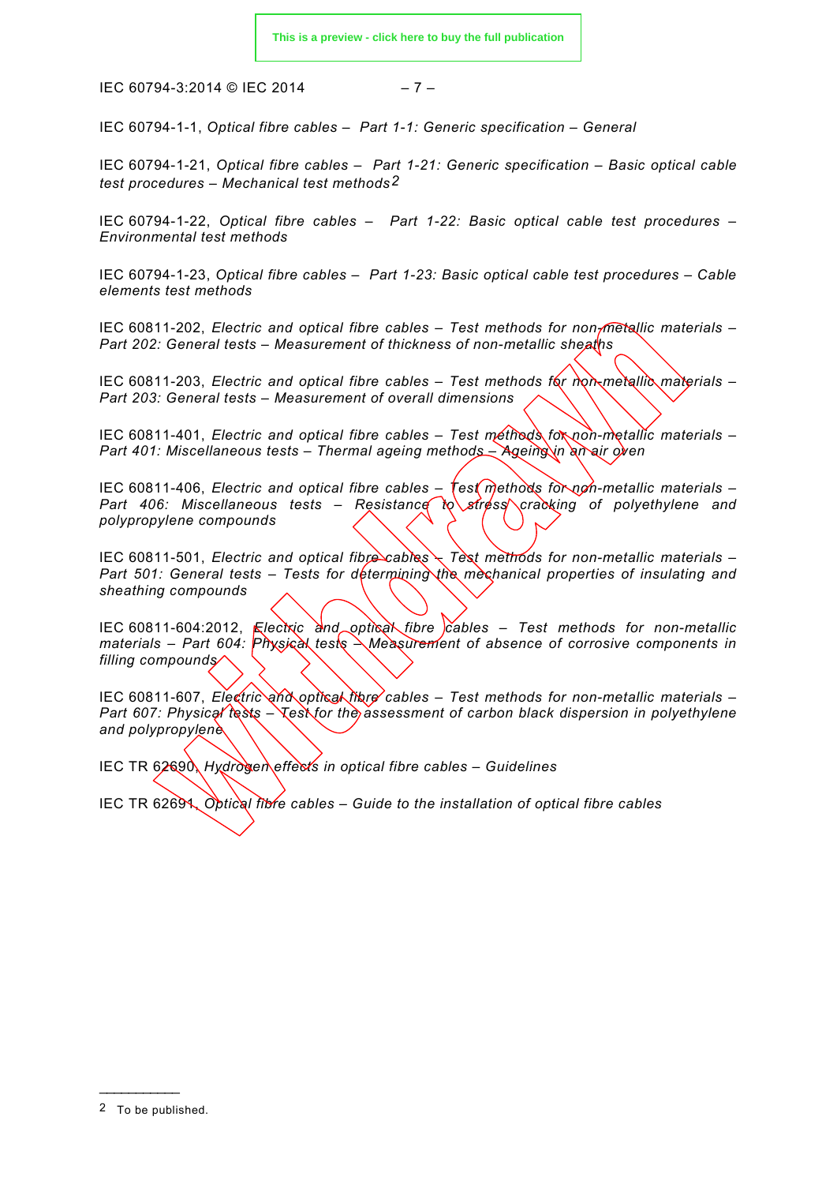IEC 60794-1-1, *Optical fibre cables – Part 1-1: Generic specification – General*

IEC 60794-1-21, *Optical fibre cables – Part 1-21: Generic specification – Basic optical cable test procedures – Mechanical test methods*[2]

IEC 60794-1-22, *Optical fibre cables – Part 1-22: Basic optical cable test procedures – Environmental test methods*

IEC 60794-1-23, *Optical fibre cables – Part 1-23: Basic optical cable test procedures – Cable elements test methods*

IEC 60811-202, *Electric and optical fibre cables – Test methods for non-metallic materials – Part 202: General tests – Measurement of thickness of non-metallic sheaths*

IEC 60811-203, *Electric and optical fibre cables – Test methods for non-metallic materials – Part 203: General tests – Measurement of overall dimensions*

IEC 60811-401, *Electric and optical fibre cables – Test methods for non-metallic materials – Part 401: Miscellaneous tests – Thermal ageing methods – Ageing in an air oven*

IEC 60811-406, *Electric and optical fibre cables – Test methods for non-metallic materials – Part 406: Miscellaneous tests – Resistance to stress cracking of polyethylene and polypropylene compounds*

IEC 60811-501, *Electric and optical fibre cables – Test methods for non-metallic materials – Part 501: General tests – Tests for determining the mechanical properties of insulating and sheathing compounds*

IEC 60811-604:2012, *Electric and optical fibre cables – Test methods for non-metallic materials – Part 604: Physical tests – Measurement of absence of corrosive components in filling compounds*

IEC 60811-607, *Electric and optical fibre cables – Test methods for non-metallic materials – Part 607: Physical tests – Test for the assessment of carbon black dispersion in polyethylene and polypropylene*

IEC TR 62690, *Hydrogen effects in optical fibre cables – Guidelines*

IEC TR 62691, *Optical fibre cables – Guide to the installation of optical fibre cables*

---

[2] To be published.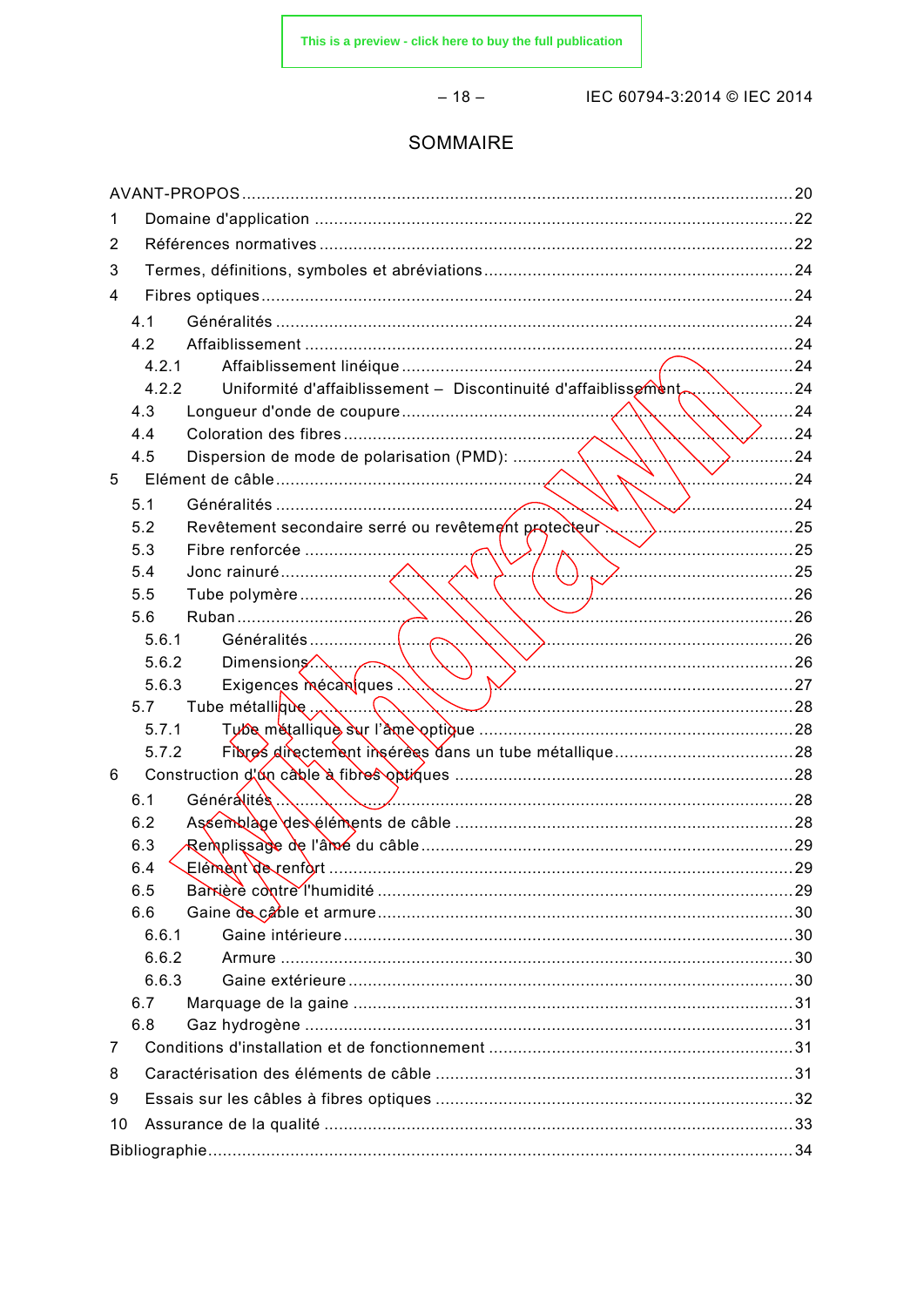# SOMMAIRE

AVANT-PROPOS ..... 20

1 Domaine d'application ..... 22

2 Références normatives ..... 22

3 Termes, définitions, symboles et abréviations ..... 24

4 Fibres optiques ..... 24

- 4.1 Généralités ..... 24
- 4.2 Affaiblissement ..... 24
  - 4.2.1 Affaiblissement linéique ..... 24
  - 4.2.2 Uniformité d'affaiblissement – Discontinuité d'affaiblissement ..... 24
- 4.3 Longueur d'onde de coupure ..... 24
- 4.4 Coloration des fibres ..... 24
- 4.5 Dispersion de mode de polarisation (PMD): ..... 24

5 Elément de câble ..... 24

- 5.1 Généralités ..... 24
- 5.2 Revêtement secondaire serré ou revêtement protecteur ..... 25
- 5.3 Fibre renforcée ..... 25
- 5.4 Jonc rainuré ..... 25
- 5.5 Tube polymère ..... 26
- 5.6 Ruban ..... 26
  - 5.6.1 Généralités ..... 26
  - 5.6.2 Dimensions ..... 26
  - 5.6.3 Exigences mécaniques ..... 27
- 5.7 Tube métallique ..... 28
  - 5.7.1 Tube métallique sur l'âme optique ..... 28
  - 5.7.2 Fibres directement insérées dans un tube métallique ..... 28

6 Construction d'un câble à fibres optiques ..... 28

- 6.1 Généralités ..... 28
- 6.2 Assemblage des éléments de câble ..... 28
- 6.3 Remplissage de l'âme du câble ..... 29
- 6.4 Elément de renfort ..... 29
- 6.5 Barrière contre l'humidité ..... 29
- 6.6 Gaine de câble et armure ..... 30
  - 6.6.1 Gaine intérieure ..... 30
  - 6.6.2 Armure ..... 30
  - 6.6.3 Gaine extérieure ..... 30
- 6.7 Marquage de la gaine ..... 31
- 6.8 Gaz hydrogène ..... 31

7 Conditions d'installation et de fonctionnement ..... 31

8 Caractérisation des éléments de câble ..... 31

9 Essais sur les câbles à fibres optiques ..... 32

10 Assurance de la qualité ..... 33

Bibliographie ..... 34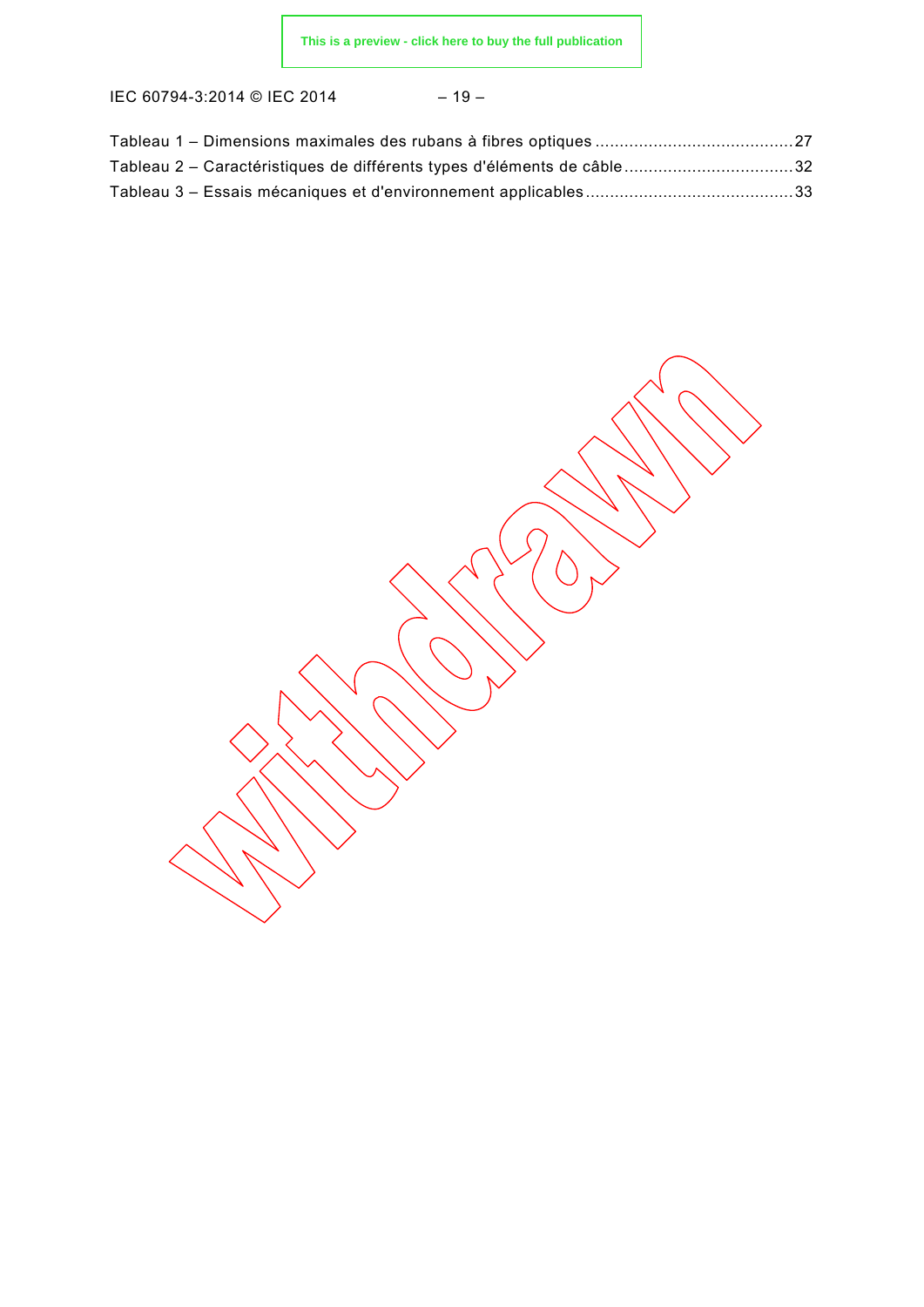Tableau 1 – Dimensions maximales des rubans à fibres optiques ........................................ 27
Tableau 2 – Caractéristiques de différents types d'éléments de câble .................................. 32
Tableau 3 – Essais mécaniques et d'environnement applicables .......................................... 33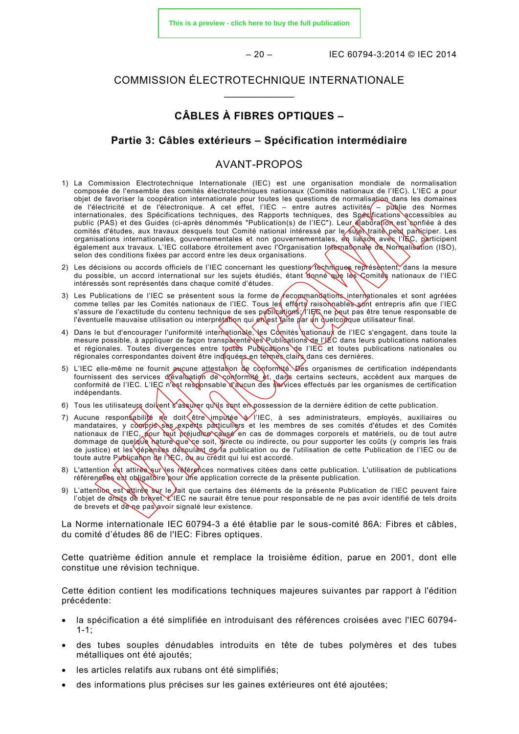COMMISSION ÉLECTROTECHNIQUE INTERNATIONALE

____________

## CÂBLES À FIBRES OPTIQUES –

### Partie 3: Câbles extérieurs – Spécification intermédiaire

## AVANT-PROPOS

1) La Commission Electrotechnique Internationale (IEC) est une organisation mondiale de normalisation composée de l'ensemble des comités électrotechniques nationaux (Comités nationaux de l'IEC). L'IEC a pour objet de favoriser la coopération internationale pour toutes les questions de normalisation dans les domaines de l'électricité et de l'électronique. A cet effet, l'IEC – entre autres activités – publie des Normes internationales, des Spécifications techniques, des Rapports techniques, des Spécifications accessibles au public (PAS) et des Guides (ci-après dénommés "Publication(s) de l'IEC"). Leur élaboration est confiée à des comités d'études, aux travaux desquels tout Comité national intéressé par le sujet traité peut participer. Les organisations internationales, gouvernementales et non gouvernementales, en liaison avec l'IEC, participent également aux travaux. L'IEC collabore étroitement avec l'Organisation Internationale de Normalisation (ISO), selon des conditions fixées par accord entre les deux organisations.
2) Les décisions ou accords officiels de l'IEC concernant les questions techniques représentent, dans la mesure du possible, un accord international sur les sujets étudiés, étant donné que les Comités nationaux de l'IEC intéressés sont représentés dans chaque comité d'études.
3) Les Publications de l'IEC se présentent sous la forme de recommandations internationales et sont agréées comme telles par les Comités nationaux de l'IEC. Tous les efforts raisonnables sont entrepris afin que l'IEC s'assure de l'exactitude du contenu technique de ses publications; l'IEC ne peut pas être tenue responsable de l'éventuelle mauvaise utilisation ou interprétation qui en est faite par un quelconque utilisateur final.
4) Dans le but d'encourager l'uniformité internationale, les Comités nationaux de l'IEC s'engagent, dans toute la mesure possible, à appliquer de façon transparente les Publications de l'IEC dans leurs publications nationales et régionales. Toutes divergences entre toutes Publications de l'IEC et toutes publications nationales ou régionales correspondantes doivent être indiquées en termes clairs dans ces dernières.
5) L'IEC elle-même ne fournit aucune attestation de conformité. Des organismes de certification indépendants fournissent des services d'évaluation de conformité et, dans certains secteurs, accèdent aux marques de conformité de l'IEC. L'IEC n'est responsable d'aucun des services effectués par les organismes de certification indépendants.
6) Tous les utilisateurs doivent s'assurer qu'ils sont en possession de la dernière édition de cette publication.
7) Aucune responsabilité ne doit être imputée à l'IEC, à ses administrateurs, employés, auxiliaires ou mandataires, y compris ses experts particuliers et les membres de ses comités d'études et des Comités nationaux de l'IEC, pour tout préjudice causé en cas de dommages corporels et matériels, ou de tout autre dommage de quelque nature que ce soit, directe ou indirecte, ou pour supporter les coûts (y compris les frais de justice) et les dépenses découlant de la publication ou de l'utilisation de cette Publication de l'IEC ou de toute autre Publication de l'IEC, ou au crédit qui lui est accordé.
8) L'attention est attirée sur les références normatives citées dans cette publication. L'utilisation de publications référencées est obligatoire pour une application correcte de la présente publication.
9) L'attention est attirée sur le fait que certains des éléments de la présente Publication de l'IEC peuvent faire l'objet de droits de brevet. L'IEC ne saurait être tenue pour responsable de ne pas avoir identifié de tels droits de brevets et de ne pas avoir signalé leur existence.

La Norme internationale IEC 60794-3 a été établie par le sous-comité 86A: Fibres et câbles, du comité d'études 86 de l'IEC: Fibres optiques.

Cette quatrième édition annule et remplace la troisième édition, parue en 2001, dont elle constitue une révision technique.

Cette édition contient les modifications techniques majeures suivantes par rapport à l'édition précédente:

- la spécification a été simplifiée en introduisant des références croisées avec l'IEC 60794-1-1;
- des tubes souples dénudables introduits en tête de tubes polymères et des tubes métalliques ont été ajoutés;
- les articles relatifs aux rubans ont été simplifiés;
- des informations plus précises sur les gaines extérieures ont été ajoutées;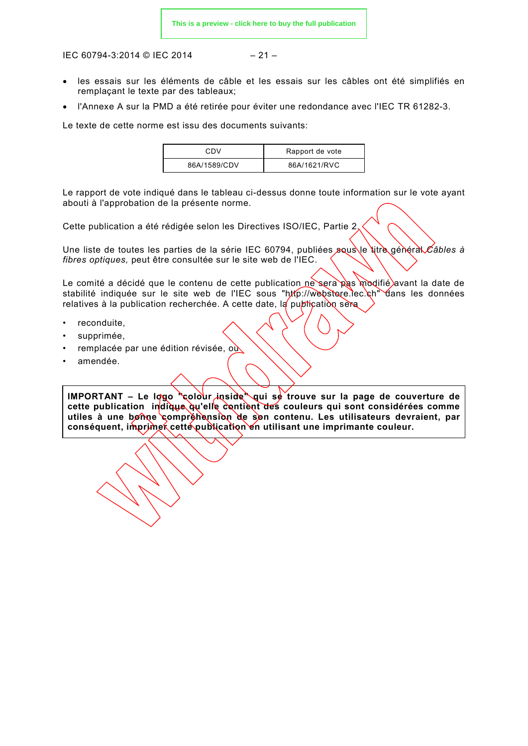- les essais sur les éléments de câble et les essais sur les câbles ont été simplifiés en remplaçant le texte par des tableaux;
- l'Annexe A sur la PMD a été retirée pour éviter une redondance avec l'IEC TR 61282-3.

Le texte de cette norme est issu des documents suivants:

| CDV | Rapport de vote |
|---|---|
| 86A/1589/CDV | 86A/1621/RVC |

Le rapport de vote indiqué dans le tableau ci-dessus donne toute information sur le vote ayant abouti à l'approbation de la présente norme.

Cette publication a été rédigée selon les Directives ISO/IEC, Partie 2.

Une liste de toutes les parties de la série IEC 60794, publiées sous le titre général *Câbles à fibres optiques,* peut être consultée sur le site web de l'IEC.

Le comité a décidé que le contenu de cette publication ne sera pas modifié avant la date de stabilité indiquée sur le site web de l'IEC sous "http://webstore.iec.ch" dans les données relatives à la publication recherchée. A cette date, la publication sera

- reconduite,
- supprimée,
- remplacée par une édition révisée, ou
- amendée.

**IMPORTANT – Le logo "colour inside" qui se trouve sur la page de couverture de cette publication indique qu'elle contient des couleurs qui sont considérées comme utiles à une bonne compréhension de son contenu. Les utilisateurs devraient, par conséquent, imprimer cette publication en utilisant une imprimante couleur.**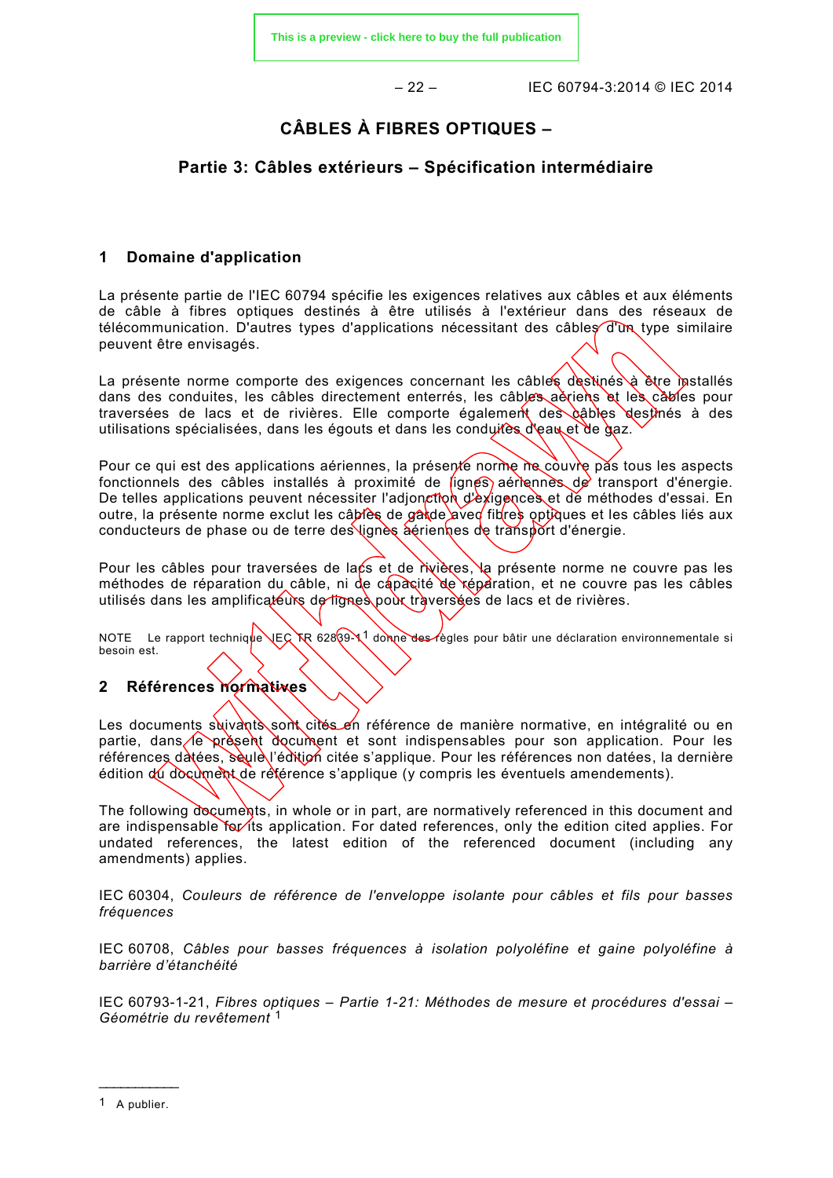# CÂBLES À FIBRES OPTIQUES –

## Partie 3: Câbles extérieurs – Spécification intermédiaire

## 1 Domaine d'application

La présente partie de l'IEC 60794 spécifie les exigences relatives aux câbles et aux éléments de câble à fibres optiques destinés à être utilisés à l'extérieur dans des réseaux de télécommunication. D'autres types d'applications nécessitant des câbles d'un type similaire peuvent être envisagés.

La présente norme comporte des exigences concernant les câbles destinés à être installés dans des conduites, les câbles directement enterrés, les câbles aériens et les câbles pour traversées de lacs et de rivières. Elle comporte également des câbles destinés à des utilisations spécialisées, dans les égouts et dans les conduites d'eau et de gaz.

Pour ce qui est des applications aériennes, la présente norme ne couvre pas tous les aspects fonctionnels des câbles installés à proximité de lignes aériennes de transport d'énergie. De telles applications peuvent nécessiter l'adjonction d'exigences et de méthodes d'essai. En outre, la présente norme exclut les câbles de garde avec fibres optiques et les câbles liés aux conducteurs de phase ou de terre des lignes aériennes de transport d'énergie.

Pour les câbles pour traversées de lacs et de rivières, la présente norme ne couvre pas les méthodes de réparation du câble, ni de capacité de réparation, et ne couvre pas les câbles utilisés dans les amplificateurs de lignes pour traversées de lacs et de rivières.

NOTE Le rapport technique IEC TR 62839-1[1] donne des règles pour bâtir une déclaration environnementale si besoin est.

## 2 Références normatives

Les documents suivants sont cités en référence de manière normative, en intégralité ou en partie, dans le présent document et sont indispensables pour son application. Pour les références datées, seule l'édition citée s'applique. Pour les références non datées, la dernière édition du document de référence s'applique (y compris les éventuels amendements).

The following documents, in whole or in part, are normatively referenced in this document and are indispensable for its application. For dated references, only the edition cited applies. For undated references, the latest edition of the referenced document (including any amendments) applies.

IEC 60304, *Couleurs de référence de l'enveloppe isolante pour câbles et fils pour basses fréquences*

IEC 60708, *Câbles pour basses fréquences à isolation polyoléfine et gaine polyoléfine à barrière d'étanchéité*

IEC 60793-1-21, *Fibres optiques – Partie 1-21: Méthodes de mesure et procédures d'essai – Géométrie du revêtement* [1]

---

[1] A publier.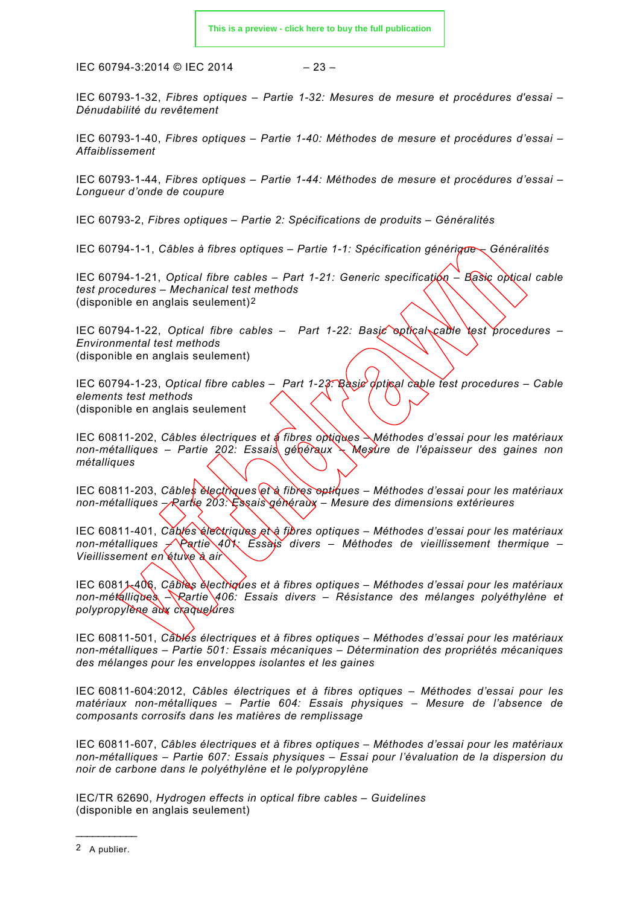IEC 60793-1-32, *Fibres optiques – Partie 1-32: Mesures de mesure et procédures d'essai – Dénudabilité du revêtement*

IEC 60793-1-40, *Fibres optiques – Partie 1-40: Méthodes de mesure et procédures d'essai – Affaiblissement*

IEC 60793-1-44, *Fibres optiques – Partie 1-44: Méthodes de mesure et procédures d'essai – Longueur d'onde de coupure*

IEC 60793-2, *Fibres optiques – Partie 2: Spécifications de produits – Généralités*

IEC 60794-1-1, *Câbles à fibres optiques – Partie 1-1: Spécification générique – Généralités*

IEC 60794-1-21, *Optical fibre cables – Part 1-21: Generic specification – Basic optical cable test procedures – Mechanical test methods*
(disponible en anglais seulement)[2]

IEC 60794-1-22, *Optical fibre cables – Part 1-22: Basic optical cable test procedures – Environmental test methods*
(disponible en anglais seulement)

IEC 60794-1-23, *Optical fibre cables – Part 1-23: Basic optical cable test procedures – Cable elements test methods*
(disponible en anglais seulement

IEC 60811-202, *Câbles électriques et à fibres optiques – Méthodes d'essai pour les matériaux non-métalliques – Partie 202: Essais généraux – Mesure de l'épaisseur des gaines non métalliques*

IEC 60811-203, *Câbles électriques et à fibres optiques – Méthodes d'essai pour les matériaux non-métalliques – Partie 203: Essais généraux – Mesure des dimensions extérieures*

IEC 60811-401, *Câbles électriques et à fibres optiques – Méthodes d'essai pour les matériaux non-métalliques – Partie 401: Essais divers – Méthodes de vieillissement thermique – Vieillissement en étuve à air*

IEC 60811-406, *Câbles électriques et à fibres optiques – Méthodes d'essai pour les matériaux non-métalliques – Partie 406: Essais divers – Résistance des mélanges polyéthylène et polypropylène aux craquelures*

IEC 60811-501, *Câbles électriques et à fibres optiques – Méthodes d'essai pour les matériaux non-métalliques – Partie 501: Essais mécaniques – Détermination des propriétés mécaniques des mélanges pour les enveloppes isolantes et les gaines*

IEC 60811-604:2012, *Câbles électriques et à fibres optiques – Méthodes d'essai pour les matériaux non-métalliques – Partie 604: Essais physiques – Mesure de l'absence de composants corrosifs dans les matières de remplissage*

IEC 60811-607, *Câbles électriques et à fibres optiques – Méthodes d'essai pour les matériaux non-métalliques – Partie 607: Essais physiques – Essai pour l'évaluation de la dispersion du noir de carbone dans le polyéthylène et le polypropylène*

IEC/TR 62690, *Hydrogen effects in optical fibre cables – Guidelines*
(disponible en anglais seulement)

---

[2] A publier.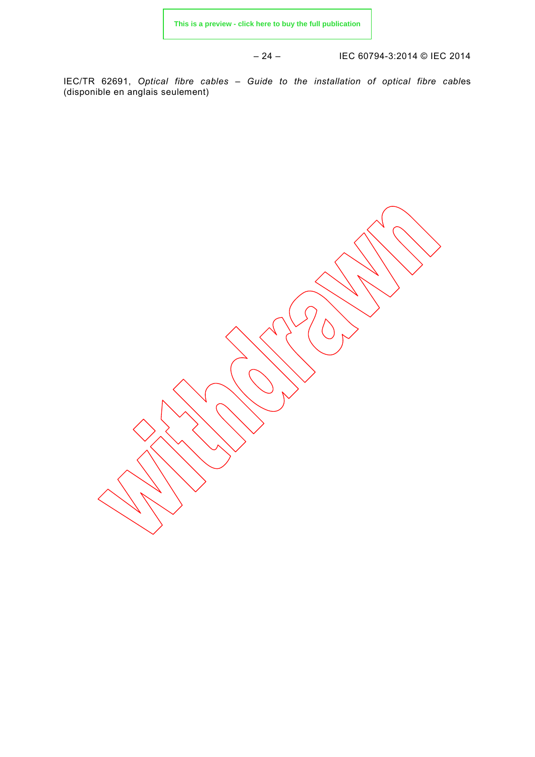IEC/TR 62691, *Optical fibre cables – Guide to the installation of optical fibre cabl*es (disponible en anglais seulement)